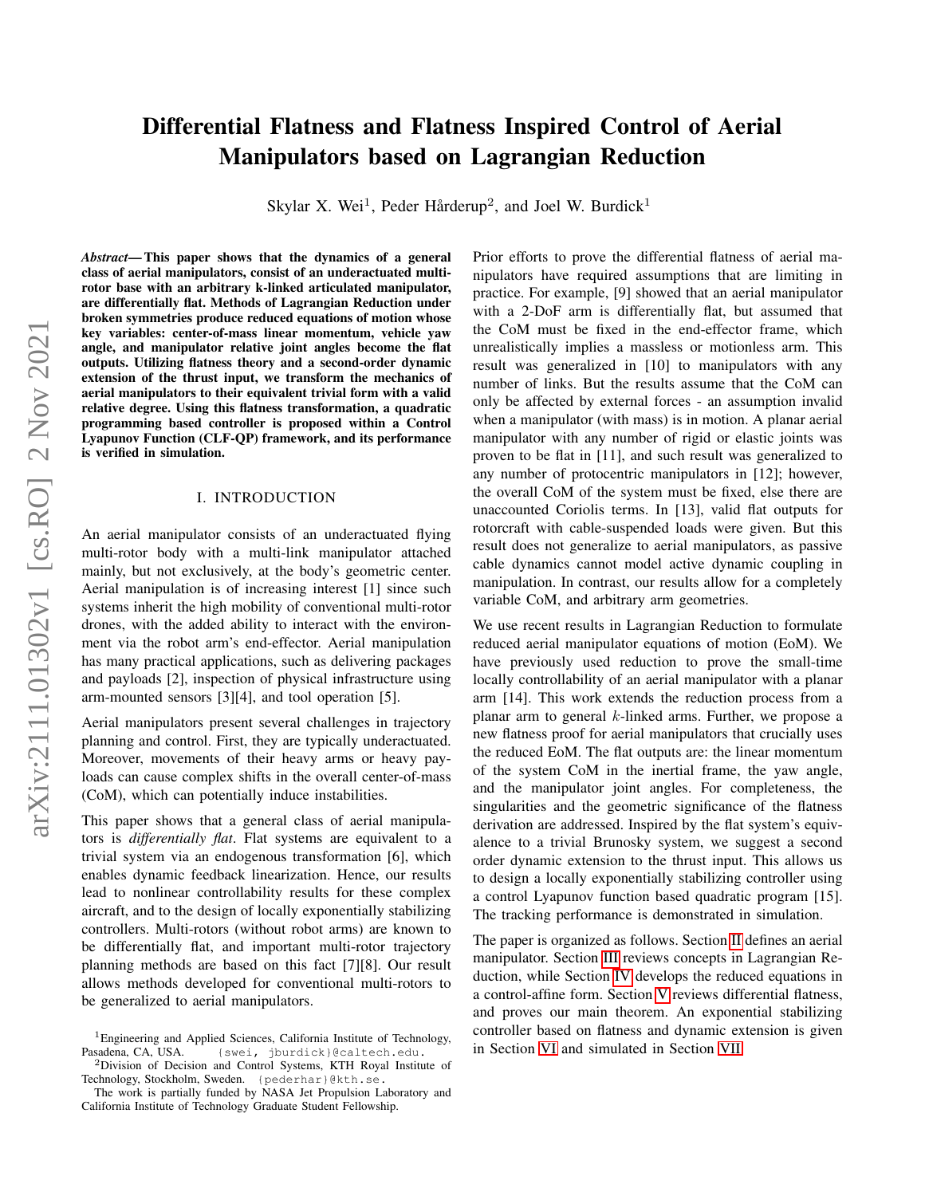# Differential Flatness and Flatness Inspired Control of Aerial Manipulators based on Lagrangian Reduction

Skylar X. Wei[1], Peder Hårderup[2], and Joel W. Burdick[1]

***Abstract*— This paper shows that the dynamics of a general class of aerial manipulators, consist of an underactuated multi-rotor base with an arbitrary k-linked articulated manipulator, are differentially flat. Methods of Lagrangian Reduction under broken symmetries produce reduced equations of motion whose key variables: center-of-mass linear momentum, vehicle yaw angle, and manipulator relative joint angles become the flat outputs. Utilizing flatness theory and a second-order dynamic extension of the thrust input, we transform the mechanics of aerial manipulators to their equivalent trivial form with a valid relative degree. Using this flatness transformation, a quadratic programming based controller is proposed within a Control Lyapunov Function (CLF-QP) framework, and its performance is verified in simulation.**

## I. INTRODUCTION

An aerial manipulator consists of an underactuated flying multi-rotor body with a multi-link manipulator attached mainly, but not exclusively, at the body's geometric center. Aerial manipulation is of increasing interest [1] since such systems inherit the high mobility of conventional multi-rotor drones, with the added ability to interact with the environment via the robot arm's end-effector. Aerial manipulation has many practical applications, such as delivering packages and payloads [2], inspection of physical infrastructure using arm-mounted sensors [3][4], and tool operation [5].

Aerial manipulators present several challenges in trajectory planning and control. First, they are typically underactuated. Moreover, movements of their heavy arms or heavy payloads can cause complex shifts in the overall center-of-mass (CoM), which can potentially induce instabilities.

This paper shows that a general class of aerial manipulators is *differentially flat*. Flat systems are equivalent to a trivial system via an endogenous transformation [6], which enables dynamic feedback linearization. Hence, our results lead to nonlinear controllability results for these complex aircraft, and to the design of locally exponentially stabilizing controllers. Multi-rotors (without robot arms) are known to be differentially flat, and important multi-rotor trajectory planning methods are based on this fact [7][8]. Our result allows methods developed for conventional multi-rotors to be generalized to aerial manipulators.

Prior efforts to prove the differential flatness of aerial manipulators have required assumptions that are limiting in practice. For example, [9] showed that an aerial manipulator with a 2-DoF arm is differentially flat, but assumed that the CoM must be fixed in the end-effector frame, which unrealistically implies a massless or motionless arm. This result was generalized in [10] to manipulators with any number of links. But the results assume that the CoM can only be affected by external forces - an assumption invalid when a manipulator (with mass) is in motion. A planar aerial manipulator with any number of rigid or elastic joints was proven to be flat in [11], and such result was generalized to any number of protocentric manipulators in [12]; however, the overall CoM of the system must be fixed, else there are unaccounted Coriolis terms. In [13], valid flat outputs for rotorcraft with cable-suspended loads were given. But this result does not generalize to aerial manipulators, as passive cable dynamics cannot model active dynamic coupling in manipulation. In contrast, our results allow for a completely variable CoM, and arbitrary arm geometries.

We use recent results in Lagrangian Reduction to formulate reduced aerial manipulator equations of motion (EoM). We have previously used reduction to prove the small-time locally controllability of an aerial manipulator with a planar arm [14]. This work extends the reduction process from a planar arm to general $k$-linked arms. Further, we propose a new flatness proof for aerial manipulators that crucially uses the reduced EoM. The flat outputs are: the linear momentum of the system CoM in the inertial frame, the yaw angle, and the manipulator joint angles. For completeness, the singularities and the geometric significance of the flatness derivation are addressed. Inspired by the flat system's equivalence to a trivial Brunosky system, we suggest a second order dynamic extension to the thrust input. This allows us to design a locally exponentially stabilizing controller using a control Lyapunov function based quadratic program [15]. The tracking performance is demonstrated in simulation.

The paper is organized as follows. Section II defines an aerial manipulator. Section III reviews concepts in Lagrangian Reduction, while Section IV develops the reduced equations in a control-affine form. Section V reviews differential flatness, and proves our main theorem. An exponential stabilizing controller based on flatness and dynamic extension is given in Section VI and simulated in Section VII.

[1]Engineering and Applied Sciences, California Institute of Technology, Pasadena, CA, USA. {swei, jburdick}@caltech.edu.

[2]Division of Decision and Control Systems, KTH Royal Institute of Technology, Stockholm, Sweden. {pederhar}@kth.se.

The work is partially funded by NASA Jet Propulsion Laboratory and California Institute of Technology Graduate Student Fellowship.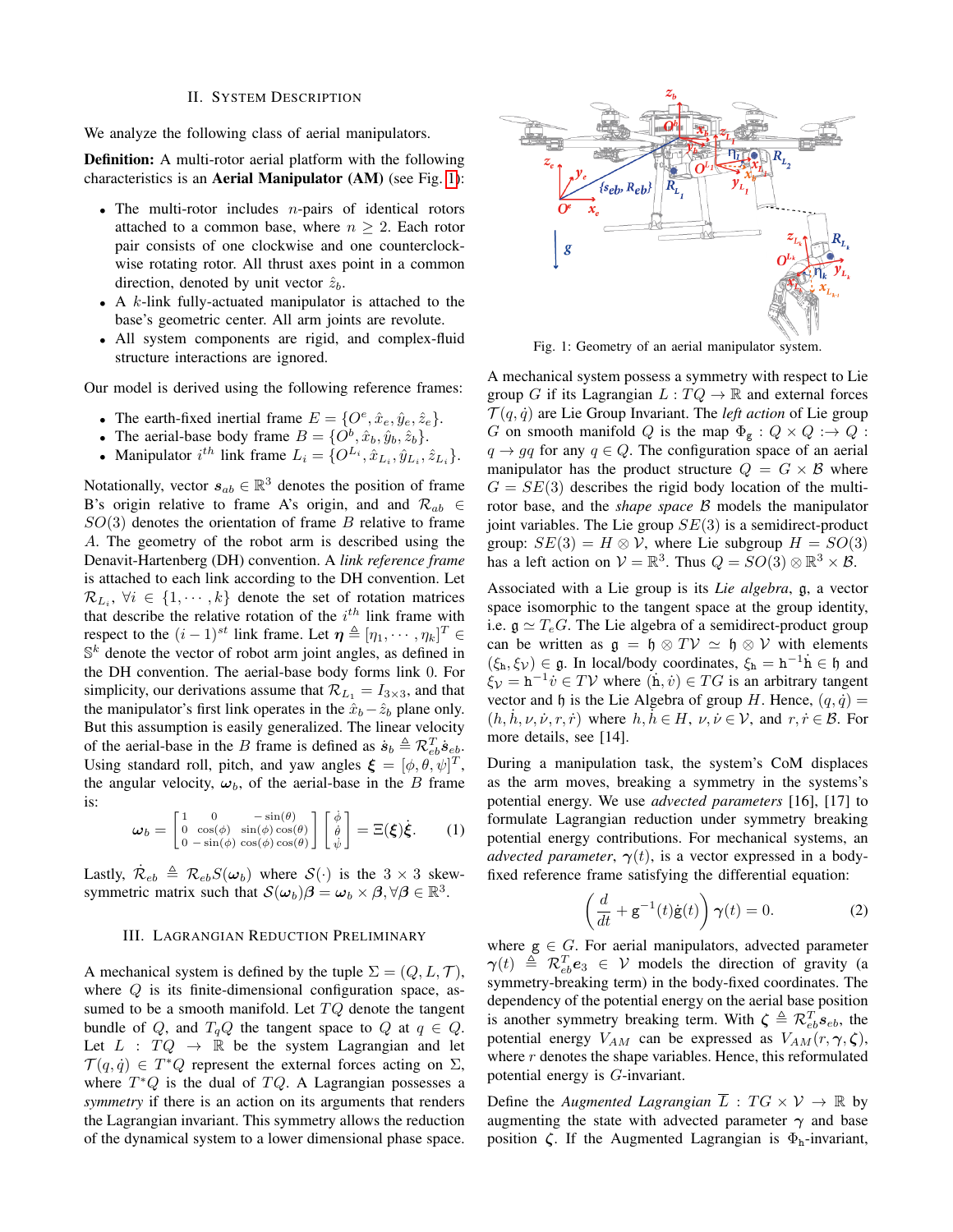## II. System Description

We analyze the following class of aerial manipulators.

**Definition:** A multi-rotor aerial platform with the following characteristics is an **Aerial Manipulator (AM)** (see Fig. 1):

- The multi-rotor includes $n$-pairs of identical rotors attached to a common base, where $n \geq 2$. Each rotor pair consists of one clockwise and one counterclockwise rotating rotor. All thrust axes point in a common direction, denoted by unit vector $\hat{z}_b$.
- A $k$-link fully-actuated manipulator is attached to the base's geometric center. All arm joints are revolute.
- All system components are rigid, and complex-fluid structure interactions are ignored.

Our model is derived using the following reference frames:

- The earth-fixed inertial frame $E = \{O^e, \hat{x}_e, \hat{y}_e, \hat{z}_e\}$.
- The aerial-base body frame $B = \{O^b, \hat{x}_b, \hat{y}_b, \hat{z}_b\}$.
- Manipulator $i^{th}$ link frame $L_i = \{O^{L_i}, \hat{x}_{L_i}, \hat{y}_{L_i}, \hat{z}_{L_i}\}$.

Notationally, vector $\boldsymbol{s}_{ab} \in \mathbb{R}^3$ denotes the position of frame B's origin relative to frame A's origin, and and $\mathcal{R}_{ab} \in SO(3)$ denotes the orientation of frame $B$ relative to frame $A$. The geometry of the robot arm is described using the Denavit-Hartenberg (DH) convention. A *link reference frame* is attached to each link according to the DH convention. Let $\mathcal{R}_{L_i}$, $\forall i \in \{1, \cdots, k\}$ denote the set of rotation matrices that describe the relative rotation of the $i^{th}$ link frame with respect to the $(i-1)^{st}$ link frame. Let $\boldsymbol{\eta} \triangleq [\eta_1, \cdots, \eta_k]^T \in \mathbb{S}^k$ denote the vector of robot arm joint angles, as defined in the DH convention. The aerial-base body forms link 0. For simplicity, our derivations assume that $\mathcal{R}_{L_1} = I_{3\times3}$, and that the manipulator's first link operates in the $\hat{x}_b - \hat{z}_b$ plane only. But this assumption is easily generalized. The linear velocity of the aerial-base in the $B$ frame is defined as $\dot{\boldsymbol{s}}_b \triangleq \mathcal{R}_{eb}^T \dot{\boldsymbol{s}}_{eb}$. Using standard roll, pitch, and yaw angles $\boldsymbol{\xi} = [\phi, \theta, \psi]^T$, the angular velocity, $\boldsymbol{\omega}_b$, of the aerial-base in the $B$ frame is:

$$\boldsymbol{\omega}_b = \begin{bmatrix} 1 & 0 & -\sin(\theta) \\ 0 & \cos(\phi) & \sin(\phi)\cos(\theta) \\ 0 & -\sin(\phi) & \cos(\phi)\cos(\theta) \end{bmatrix} \begin{bmatrix} \dot{\phi} \\ \dot{\theta} \\ \dot{\psi} \end{bmatrix} = \Xi(\boldsymbol{\xi})\dot{\boldsymbol{\xi}}. \tag{1}$$

Lastly, $\dot{\mathcal{R}}_{eb} \triangleq \mathcal{R}_{eb} S(\boldsymbol{\omega}_b)$ where $\mathcal{S}(\cdot)$ is the $3\times3$ skew-symmetric matrix such that $\mathcal{S}(\boldsymbol{\omega}_b)\boldsymbol{\beta} = \boldsymbol{\omega}_b \times \boldsymbol{\beta}, \forall \boldsymbol{\beta} \in \mathbb{R}^3$.

## III. Lagrangian Reduction Preliminary

A mechanical system is defined by the tuple $\Sigma = (Q, L, \mathcal{T})$, where $Q$ is its finite-dimensional configuration space, assumed to be a smooth manifold. Let $TQ$ denote the tangent bundle of $Q$, and $T_qQ$ the tangent space to $Q$ at $q \in Q$. Let $L : TQ \to \mathbb{R}$ be the system Lagrangian and let $\mathcal{T}(q, \dot{q}) \in T^*Q$ represent the external forces acting on $\Sigma$, where $T^*Q$ is the dual of $TQ$. A Lagrangian possesses a *symmetry* if there is an action on its arguments that renders the Lagrangian invariant. This symmetry allows the reduction of the dynamical system to a lower dimensional phase space.

Fig. 1: Geometry of an aerial manipulator system.

A mechanical system possess a symmetry with respect to Lie group $G$ if its Lagrangian $L : TQ \to \mathbb{R}$ and external forces $\mathcal{T}(q, \dot{q})$ are Lie Group Invariant. The *left action* of Lie group $G$ on smooth manifold $Q$ is the map $\Phi_{\mathrm{g}} : Q \times Q :\to Q : q \to \mathrm{g}q$ for any $q \in Q$. The configuration space of an aerial manipulator has the product structure $Q = G \times \mathcal{B}$ where $G = SE(3)$ describes the rigid body location of the multi-rotor base, and the *shape space* $\mathcal{B}$ models the manipulator joint variables. The Lie group $SE(3)$ is a semidirect-product group: $SE(3) = H \otimes \mathcal{V}$, where Lie subgroup $H = SO(3)$ has a left action on $\mathcal{V} = \mathbb{R}^3$. Thus $Q = SO(3) \otimes \mathbb{R}^3 \times \mathcal{B}$.

Associated with a Lie group is its *Lie algebra*, $\mathfrak{g}$, a vector space isomorphic to the tangent space at the group identity, i.e. $\mathfrak{g} \simeq T_eG$. The Lie algebra of a semidirect-product group can be written as $\mathfrak{g} = \mathfrak{h} \otimes T\mathcal{V} \simeq \mathfrak{h} \otimes \mathcal{V}$ with elements $(\xi_{\mathrm{h}}, \xi_{\mathcal{V}}) \in \mathfrak{g}$. In local/body coordinates, $\xi_{\mathrm{h}} = \mathrm{h}^{-1}\dot{\mathrm{h}} \in \mathfrak{h}$ and $\xi_{\mathcal{V}} = \mathrm{h}^{-1}\dot{v} \in T\mathcal{V}$ where $(\dot{\mathrm{h}}, \dot{v}) \in TG$ is an arbitrary tangent vector and $\mathfrak{h}$ is the Lie Algebra of group $H$. Hence, $(q, \dot{q}) = (h, \dot{h}, \nu, \dot{\nu}, r, \dot{r})$ where $h, \dot{h} \in H$, $\nu, \dot{\nu} \in \mathcal{V}$, and $r, \dot{r} \in \mathcal{B}$. For more details, see [14].

During a manipulation task, the system's CoM displaces as the arm moves, breaking a symmetry in the systems's potential energy. We use *advected parameters* [16], [17] to formulate Lagrangian reduction under symmetry breaking potential energy contributions. For mechanical systems, an *advected parameter*, $\boldsymbol{\gamma}(t)$, is a vector expressed in a body-fixed reference frame satisfying the differential equation:

$$\left(\frac{d}{dt} + \mathrm{g}^{-1}(t)\dot{\mathrm{g}}(t)\right)\boldsymbol{\gamma}(t) = 0. \tag{2}$$

where $\mathrm{g} \in G$. For aerial manipulators, advected parameter $\boldsymbol{\gamma}(t) \triangleq \mathcal{R}_{eb}^T \boldsymbol{e}_3 \in \mathcal{V}$ models the direction of gravity (a symmetry-breaking term) in the body-fixed coordinates. The dependency of the potential energy on the aerial base position is another symmetry breaking term. With $\boldsymbol{\zeta} \triangleq \mathcal{R}_{eb}^T \boldsymbol{s}_{eb}$, the potential energy $V_{AM}$ can be expressed as $V_{AM}(r, \boldsymbol{\gamma}, \boldsymbol{\zeta})$, where $r$ denotes the shape variables. Hence, this reformulated potential energy is $G$-invariant.

Define the *Augmented Lagrangian* $\overline{L} : TG \times \mathcal{V} \to \mathbb{R}$ by augmenting the state with advected parameter $\boldsymbol{\gamma}$ and base position $\boldsymbol{\zeta}$. If the Augmented Lagrangian is $\Phi_{\mathrm{h}}$-invariant,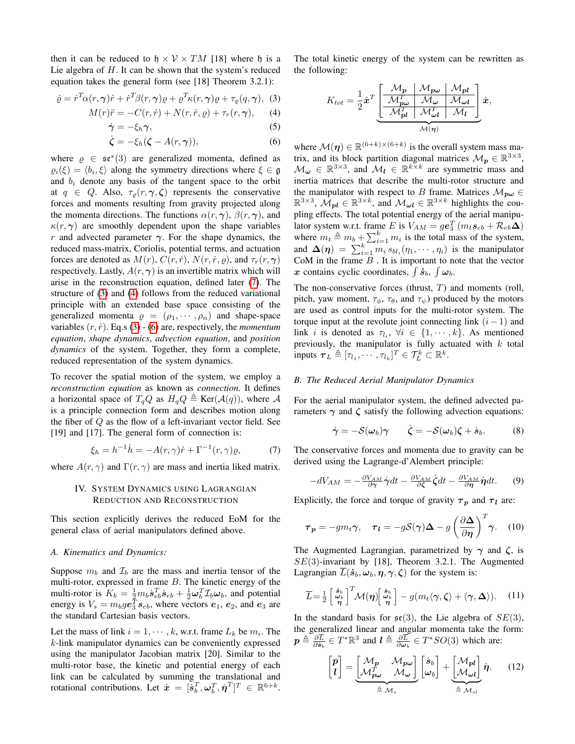then it can be reduced to $\mathfrak{h} \times \mathcal{V} \times TM$ [18] where $\mathfrak{h}$ is a Lie algebra of $H$. It can be shown that the system's reduced equation takes the general form (see [18] Theorem 3.2.1):

$$\dot{\varrho} = \dot{r}^T\alpha(r,\boldsymbol{\gamma})\dot{r} + \dot{r}^T\beta(r,\boldsymbol{\gamma})\varrho + \varrho^T\kappa(r,\boldsymbol{\gamma})\varrho + \tau_\varrho(q,\boldsymbol{\gamma}), \quad (3)$$

$$M(r)\ddot{r} = -C(r,\dot{r}) + N(r,\dot{r},\varrho) + \tau_r(r,\boldsymbol{\gamma}), \quad (4)$$

$$\dot{\boldsymbol{\gamma}} = -\xi_h\boldsymbol{\gamma}, \quad (5)$$

$$\dot{\boldsymbol{\zeta}} = -\xi_h(\boldsymbol{\zeta} - A(r,\boldsymbol{\gamma})), \quad (6)$$

where $\varrho \in \mathfrak{se}^*(3)$ are generalized momenta, defined as $\varrho_i(\xi) = \langle b_i, \xi\rangle$ along the symmetry directions where $\xi \in \mathfrak{g}$ and $b_i$ denote any basis of the tangent space to the orbit at $q \in Q$. Also, $\tau_\varrho(r,\boldsymbol{\gamma},\boldsymbol{\zeta})$ represents the conservative forces and moments resulting from gravity projected along the momenta directions. The functions $\alpha(r,\boldsymbol{\gamma})$, $\beta(r,\boldsymbol{\gamma})$, and $\kappa(r,\boldsymbol{\gamma})$ are smoothly dependent upon the shape variables $r$ and advected parameter $\boldsymbol{\gamma}$. For the shape dynamics, the reduced mass-matrix, Coriolis, potential terms, and actuation forces are denoted as $M(r)$, $C(r,\dot{r})$, $N(r,\dot{r},\varrho)$, and $\tau_r(r,\boldsymbol{\gamma})$ respectively. Lastly, $A(r,\boldsymbol{\gamma})$ is an invertible matrix which will arise in the reconstruction equation, defined later (7). The structure of (3) and (4) follows from the reduced variational principle with an extended base space consisting of the generalized momenta $\varrho = (\rho_1, \cdots, \rho_n)$ and shape-space variables $(r,\dot{r})$. Eq.s (3) - (6) are, respectively, the *momentum equation*, *shape dynamics*, *advection equation*, and *position dynamics* of the system. Together, they form a complete, reduced representation of the system dynamics.

To recover the spatial motion of the system, we employ a *reconstruction equation* as known as *connection*. It defines a horizontal space of $T_qQ$ as $H_qQ \triangleq \text{Ker}(\mathcal{A}(q))$, where $\mathcal{A}$ is a principle connection form and describes motion along the fiber of $Q$ as the flow of a left-invariant vector field. See [19] and [17]. The general form of connection is:

$$\xi_h = h^{-1}\dot{h} = -A(r,\gamma)\dot{r} + \Gamma^{-1}(r,\gamma)\varrho, \quad (7)$$

where $A(r,\gamma)$ and $\Gamma(r,\gamma)$ are mass and inertia liked matrix.

## IV. System Dynamics using Lagrangian Reduction and Reconstruction

This section explicitly derives the reduced EoM for the general class of aerial manipulators defined above.

### A. Kinematics and Dynamics:

Suppose $m_b$ and $\mathcal{I}_b$ are the mass and inertia tensor of the multi-rotor, expressed in frame $B$. The kinetic energy of the multi-rotor is $K_b = \frac{1}{2}m_b\dot{\boldsymbol{s}}_{eb}^T\dot{\boldsymbol{s}}_{eb} + \frac{1}{2}\boldsymbol{\omega}_b^T\mathcal{I}_b\boldsymbol{\omega}_b$, and potential energy is $V_s = m_b g\boldsymbol{e}_3^T\boldsymbol{s}_{eb}$, where vectors $\boldsymbol{e}_1$, $\boldsymbol{e}_2$, and $\boldsymbol{e}_3$ are the standard Cartesian basis vectors.

Let the mass of link $i = 1, \cdots, k$, w.r.t. frame $L_k$ be $m_i$. The $k$-link manipulator dynamics can be conveniently expressed using the manipulator Jacobian matrix [20]. Similar to the multi-rotor base, the kinetic and potential energy of each link can be calculated by summing the translational and rotational contributions. Let $\dot{\boldsymbol{x}} = [\dot{\boldsymbol{s}}_b^T, \boldsymbol{\omega}_b^T, \dot{\boldsymbol{\eta}}^T]^T \in \mathbb{R}^{6+k}$. The total kinetic energy of the system can be rewritten as the following:

$$K_{tot} = \frac{1}{2}\dot{\boldsymbol{x}}^T \underbrace{\left[\begin{array}{c|c|c} \mathcal{M}_{\boldsymbol{p}} & \mathcal{M}_{\boldsymbol{p\omega}} & \mathcal{M}_{\boldsymbol{pl}} \\ \hline \mathcal{M}_{\boldsymbol{p\omega}}^T & \mathcal{M}_{\boldsymbol{\omega}} & \mathcal{M}_{\boldsymbol{\omega l}} \\ \hline \mathcal{M}_{\boldsymbol{pl}}^T & \mathcal{M}_{\boldsymbol{\omega l}}^T & \mathcal{M}_{\boldsymbol{l}} \end{array}\right]}_{\mathcal{M}(\boldsymbol{\eta})} \dot{\boldsymbol{x}},$$

where $\mathcal{M}(\boldsymbol{\eta}) \in \mathbb{R}^{(6+k)\times(6+k)}$ is the overall system mass matrix, and its block partition diagonal matrices $\mathcal{M}_{\boldsymbol{p}} \in \mathbb{R}^{3\times3}$, $\mathcal{M}_{\boldsymbol{\omega}} \in \mathbb{R}^{3\times3}$, and $\mathcal{M}_{\boldsymbol{l}} \in \mathbb{R}^{k\times k}$ are symmetric mass and inertia matrices that describe the multi-rotor structure and the manipulator with respect to $B$ frame. Matrices $\mathcal{M}_{\boldsymbol{p\omega}} \in \mathbb{R}^{3\times3}$, $\mathcal{M}_{\boldsymbol{pl}} \in \mathbb{R}^{3\times k}$, and $\mathcal{M}_{\boldsymbol{\omega l}} \in \mathbb{R}^{3\times k}$ highlights the coupling effects. The total potential energy of the aerial manipulator system w.r.t. frame $E$ is $V_{AM} = g\boldsymbol{e}_3^T(m_t\boldsymbol{s}_{eb} + \mathcal{R}_{eb}\boldsymbol{\Delta})$ where $m_t \triangleq m_b + \sum_{i=1}^k m_i$ is the total mass of the system, and $\boldsymbol{\Delta}(\boldsymbol{\eta}) = \sum_{i=1}^k m_i\, s_{bl_i}(\eta_1, \cdots, \eta_i)$ is the manipulator CoM in the frame $B$ . It is important to note that the vector $\boldsymbol{x}$ contains cyclic coordinates, $\int \dot{\boldsymbol{s}}_b$, $\int \boldsymbol{\omega}_b$.

The non-conservative forces (thrust, $T$) and moments (roll, pitch, yaw moment, $\tau_\phi$, $\tau_\theta$, and $\tau_\psi$) produced by the motors are used as control inputs for the multi-rotor system. The torque input at the revolute joint connecting link $(i-1)$ and link $i$ is denoted as $\tau_{l_i}$, $\forall i \in \{1, \cdots, k\}$. As mentioned previously, the manipulator is fully actuated with $k$ total inputs $\boldsymbol{\tau}_L \triangleq [\tau_{l_1}, \cdots, \tau_{l_k}]^T \in \mathcal{T}_L^k \subset \mathbb{R}^k$.

### B. The Reduced Aerial Manipulator Dynamics

For the aerial manipulator system, the defined advected parameters $\boldsymbol{\gamma}$ and $\boldsymbol{\zeta}$ satisfy the following advection equations:

$$\dot{\boldsymbol{\gamma}} = -\mathcal{S}(\boldsymbol{\omega}_b)\boldsymbol{\gamma} \qquad \dot{\boldsymbol{\zeta}} = -\mathcal{S}(\boldsymbol{\omega}_b)\boldsymbol{\zeta} + \dot{\boldsymbol{s}}_b. \quad (8)$$

The conservative forces and momenta due to gravity can be derived using the Lagrange-d'Alembert principle:

$$-dV_{AM} = -\frac{\partial V_{AM}}{\partial \boldsymbol{\gamma}}\dot{\boldsymbol{\gamma}}dt - \frac{\partial V_{AM}}{\partial \boldsymbol{\zeta}}\dot{\boldsymbol{\zeta}}dt - \frac{\partial V_{AM}}{\partial \boldsymbol{\eta}}\dot{\boldsymbol{\eta}}dt. \quad (9)$$

Explicitly, the force and torque of gravity $\boldsymbol{\tau}_{\boldsymbol{p}}$ and $\boldsymbol{\tau}_{\boldsymbol{l}}$ are:

$$\boldsymbol{\tau}_{\boldsymbol{p}} = -gm_t\boldsymbol{\gamma}, \quad \boldsymbol{\tau}_{\boldsymbol{l}} = -g\mathcal{S}(\boldsymbol{\gamma})\boldsymbol{\Delta} - g\left(\frac{\partial \boldsymbol{\Delta}}{\partial \boldsymbol{\eta}}\right)^T\boldsymbol{\gamma}. \quad (10)$$

The Augmented Lagrangian, parametrized by $\boldsymbol{\gamma}$ and $\boldsymbol{\zeta}$, is $SE(3)$-invariant by [18], Theorem 3.2.1. The Augmented Lagrangian $\overline{L}(\dot{\boldsymbol{s}}_b, \boldsymbol{\omega}_b, \boldsymbol{\eta}, \boldsymbol{\gamma}, \boldsymbol{\zeta})$ for the system is:

$$\overline{L} = \frac{1}{2}\begin{bmatrix} \dot{\boldsymbol{s}}_b \\ \boldsymbol{\omega}_b \\ \boldsymbol{\eta} \end{bmatrix}^T \mathcal{M}(\boldsymbol{\eta}) \begin{bmatrix} \dot{\boldsymbol{s}}_b \\ \boldsymbol{\omega}_b \\ \boldsymbol{\eta} \end{bmatrix} - g(m_t\langle\boldsymbol{\gamma}, \boldsymbol{\zeta}\rangle + \langle\boldsymbol{\gamma}, \boldsymbol{\Delta}\rangle). \quad (11)$$

In the standard basis for $\mathfrak{se}(3)$, the Lie algebra of $SE(3)$, the generalized linear and angular momenta take the form: $\boldsymbol{p} \triangleq \frac{\partial \overline{L}}{\partial \dot{\boldsymbol{s}}_b} \in T^*\mathbb{R}^3$ and $\boldsymbol{l} \triangleq \frac{\partial \overline{L}}{\partial \boldsymbol{\omega}_b} \in T^*SO(3)$ which are:

$$\begin{bmatrix} \boldsymbol{p} \\ \boldsymbol{l} \end{bmatrix} = \underbrace{\begin{bmatrix} \mathcal{M}_{\boldsymbol{p}} & \mathcal{M}_{\boldsymbol{p\omega}} \\ \mathcal{M}_{\boldsymbol{p\omega}}^T & \mathcal{M}_{\boldsymbol{\omega}} \end{bmatrix}}_{\triangleq \mathcal{M}_s} \begin{bmatrix} \dot{\boldsymbol{s}}_b \\ \boldsymbol{\omega}_b \end{bmatrix} + \underbrace{\begin{bmatrix} \mathcal{M}_{\boldsymbol{pl}} \\ \mathcal{M}_{\boldsymbol{\omega l}} \end{bmatrix}}_{\triangleq \mathcal{M}_{sl}} \dot{\boldsymbol{\eta}}. \quad (12)$$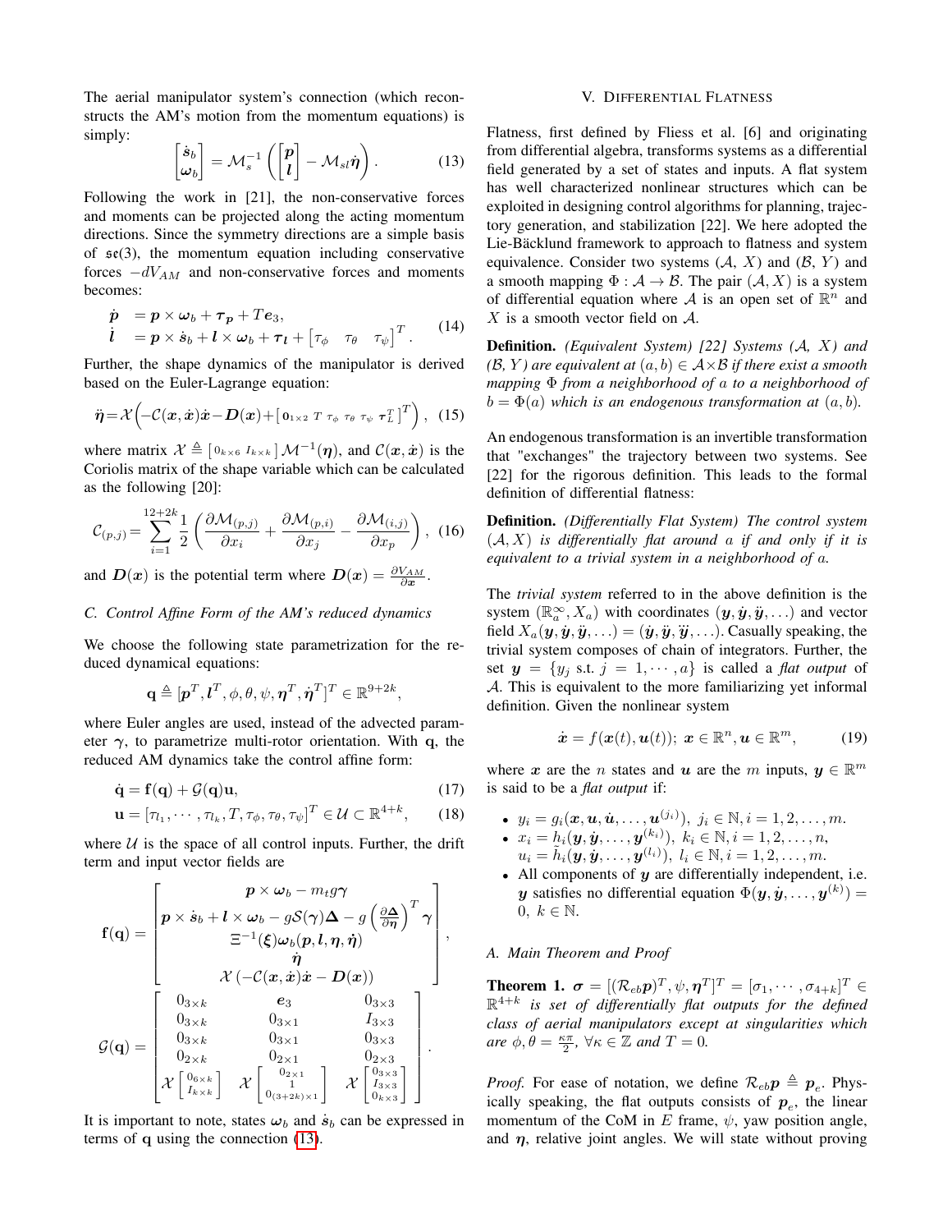The aerial manipulator system's connection (which reconstructs the AM's motion from the momentum equations) is simply:

$$\begin{bmatrix} \dot{\boldsymbol{s}}_b \\ \boldsymbol{\omega}_b \end{bmatrix} = \mathcal{M}_s^{-1} \left( \begin{bmatrix} \boldsymbol{p} \\ \boldsymbol{l} \end{bmatrix} - \mathcal{M}_{sl} \dot{\boldsymbol{\eta}} \right). \tag{13}$$

Following the work in [21], the non-conservative forces and moments can be projected along the acting momentum directions. Since the symmetry directions are a simple basis of $\mathfrak{se}(3)$, the momentum equation including conservative forces $-dV_{AM}$ and non-conservative forces and moments becomes:

$$\begin{aligned} \dot{\boldsymbol{p}} &= \boldsymbol{p} \times \boldsymbol{\omega}_b + \boldsymbol{\tau}_{\boldsymbol{p}} + T\boldsymbol{e}_3, \\ \dot{\boldsymbol{l}} &= \boldsymbol{p} \times \dot{\boldsymbol{s}}_b + \boldsymbol{l} \times \boldsymbol{\omega}_b + \boldsymbol{\tau}_{\boldsymbol{l}} + \begin{bmatrix} \tau_\phi & \tau_\theta & \tau_\psi \end{bmatrix}^T. \end{aligned} \tag{14}$$

Further, the shape dynamics of the manipulator is derived based on the Euler-Lagrange equation:

$$\ddot{\boldsymbol{\eta}} = \mathcal{X}\Big( -\mathcal{C}(\boldsymbol{x}, \dot{\boldsymbol{x}})\dot{\boldsymbol{x}} - \boldsymbol{D}(\boldsymbol{x}) + \begin{bmatrix} \boldsymbol{0}_{1\times 2} & T & \tau_\phi & \tau_\theta & \tau_\psi & \boldsymbol{\tau}_L^T \end{bmatrix}^T \Big), \tag{15}$$

where matrix $\mathcal{X} \triangleq \begin{bmatrix} 0_{k\times 6} & I_{k\times k} \end{bmatrix} \mathcal{M}^{-1}(\boldsymbol{\eta})$, and $\mathcal{C}(\boldsymbol{x}, \dot{\boldsymbol{x}})$ is the Coriolis matrix of the shape variable which can be calculated as the following [20]:

$$\mathcal{C}_{(p,j)} = \sum_{i=1}^{12+2k} \frac{1}{2} \left( \frac{\partial \mathcal{M}_{(p,j)}}{\partial x_i} + \frac{\partial \mathcal{M}_{(p,i)}}{\partial x_j} - \frac{\partial \mathcal{M}_{(i,j)}}{\partial x_p} \right), \tag{16}$$

and $\boldsymbol{D}(\boldsymbol{x})$ is the potential term where $\boldsymbol{D}(\boldsymbol{x}) = \frac{\partial V_{AM}}{\partial \boldsymbol{x}}$.

### C. Control Affine Form of the AM's reduced dynamics

We choose the following state parametrization for the reduced dynamical equations:

$$\mathbf{q} \triangleq [\boldsymbol{p}^T, \boldsymbol{l}^T, \phi, \theta, \psi, \boldsymbol{\eta}^T, \dot{\boldsymbol{\eta}}^T]^T \in \mathbb{R}^{9+2k},$$

where Euler angles are used, instead of the advected parameter $\boldsymbol{\gamma}$, to parametrize multi-rotor orientation. With $\mathbf{q}$, the reduced AM dynamics take the control affine form:

$$\dot{\mathbf{q}} = \mathbf{f}(\mathbf{q}) + \mathcal{G}(\mathbf{q})\mathbf{u}, \tag{17}$$

$$\mathbf{u} = [\tau_{l_1}, \cdots, \tau_{l_k}, T, \tau_\phi, \tau_\theta, \tau_\psi]^T \in \mathcal{U} \subset \mathbb{R}^{4+k}, \tag{18}$$

where $\mathcal{U}$ is the space of all control inputs. Further, the drift term and input vector fields are

$$\mathbf{f}(\mathbf{q}) = \begin{bmatrix} \boldsymbol{p} \times \boldsymbol{\omega}_b - m_t g \boldsymbol{\gamma} \\ \boldsymbol{p} \times \dot{\boldsymbol{s}}_b + \boldsymbol{l} \times \boldsymbol{\omega}_b - g\mathcal{S}(\boldsymbol{\gamma})\boldsymbol{\Delta} - g\left(\frac{\partial \boldsymbol{\Delta}}{\partial \boldsymbol{\eta}}\right)^T \boldsymbol{\gamma} \\ \Xi^{-1}(\boldsymbol{\xi})\boldsymbol{\omega}_b(\boldsymbol{p}, \boldsymbol{l}, \boldsymbol{\eta}, \dot{\boldsymbol{\eta}}) \\ \dot{\boldsymbol{\eta}} \\ \mathcal{X}\left(-\mathcal{C}(\boldsymbol{x}, \dot{\boldsymbol{x}})\dot{\boldsymbol{x}} - \boldsymbol{D}(\boldsymbol{x})\right) \end{bmatrix},$$

$$\mathcal{G}(\mathbf{q}) = \begin{bmatrix} 0_{3\times k} & \boldsymbol{e}_3 & 0_{3\times 3} \\ 0_{3\times k} & 0_{3\times 1} & I_{3\times 3} \\ 0_{3\times k} & 0_{3\times 1} & 0_{3\times 3} \\ 0_{2\times k} & 0_{2\times 1} & 0_{2\times 3} \\ \mathcal{X}\begin{bmatrix} 0_{6\times k} \\ I_{k\times k} \end{bmatrix} & \mathcal{X}\begin{bmatrix} 0_{2\times 1} \\ 1 \\ 0_{(3+2k)\times 1} \end{bmatrix} & \mathcal{X}\begin{bmatrix} 0_{3\times 3} \\ I_{3\times 3} \\ 0_{k\times 3} \end{bmatrix} \end{bmatrix}.$$

It is important to note, states $\boldsymbol{\omega}_b$ and $\dot{\boldsymbol{s}}_b$ can be expressed in terms of $\mathbf{q}$ using the connection (13).

## V. Differential Flatness

Flatness, first defined by Fliess et al. [6] and originating from differential algebra, transforms systems as a differential field generated by a set of states and inputs. A flat system has well characterized nonlinear structures which can be exploited in designing control algorithms for planning, trajectory generation, and stabilization [22]. We here adopted the Lie-Bäcklund framework to approach to flatness and system equivalence. Consider two systems $(\mathcal{A}, X)$ and $(\mathcal{B}, Y)$ and a smooth mapping $\Phi : \mathcal{A} \to \mathcal{B}$. The pair $(\mathcal{A}, X)$ is a system of differential equation where $\mathcal{A}$ is an open set of $\mathbb{R}^n$ and $X$ is a smooth vector field on $\mathcal{A}$.

**Definition.** *(Equivalent System) [22] Systems ($\mathcal{A}$, $X$) and ($\mathcal{B}$, $Y$) are equivalent at $(a, b) \in \mathcal{A}\times\mathcal{B}$ if there exist a smooth mapping $\Phi$ from a neighborhood of $a$ to a neighborhood of $b = \Phi(a)$ which is an endogenous transformation at $(a, b)$.*

An endogenous transformation is an invertible transformation that "exchanges" the trajectory between two systems. See [22] for the rigorous definition. This leads to the formal definition of differential flatness:

**Definition.** *(Differentially Flat System) The control system $(\mathcal{A}, X)$ is differentially flat around $a$ if and only if it is equivalent to a trivial system in a neighborhood of $a$.*

The *trivial system* referred to in the above definition is the system $(\mathbb{R}_a^\infty, X_a)$ with coordinates $(\boldsymbol{y}, \dot{\boldsymbol{y}}, \ddot{\boldsymbol{y}}, \ldots)$ and vector field $X_a(\boldsymbol{y}, \dot{\boldsymbol{y}}, \ddot{\boldsymbol{y}}, \ldots) = (\dot{\boldsymbol{y}}, \ddot{\boldsymbol{y}}, \dddot{\boldsymbol{y}}, \ldots)$. Casually speaking, the trivial system composes of chain of integrators. Further, the set $\boldsymbol{y} = \{y_j \text{ s.t. } j = 1, \cdots, a\}$ is called a *flat output* of $\mathcal{A}$. This is equivalent to the more familiarizing yet informal definition. Given the nonlinear system

$$\dot{\boldsymbol{x}} = f(\boldsymbol{x}(t), \boldsymbol{u}(t));\ \boldsymbol{x} \in \mathbb{R}^n, \boldsymbol{u} \in \mathbb{R}^m, \tag{19}$$

where $\boldsymbol{x}$ are the $n$ states and $\boldsymbol{u}$ are the $m$ inputs, $\boldsymbol{y} \in \mathbb{R}^m$ is said to be a *flat output* if:

- $y_i = g_i(\boldsymbol{x}, \boldsymbol{u}, \dot{\boldsymbol{u}}, \ldots, \boldsymbol{u}^{(j_i)}),\ j_i \in \mathbb{N}, i = 1, 2, \ldots, m.$
- $x_i = h_i(\boldsymbol{y}, \dot{\boldsymbol{y}}, \ldots, \boldsymbol{y}^{(k_i)}),\ k_i \in \mathbb{N}, i = 1, 2, \ldots, n,$
  $u_i = \tilde{h}_i(\boldsymbol{y}, \dot{\boldsymbol{y}}, \ldots, \boldsymbol{y}^{(l_i)}),\ l_i \in \mathbb{N}, i = 1, 2, \ldots, m.$
- All components of $\boldsymbol{y}$ are differentially independent, i.e. $\boldsymbol{y}$ satisfies no differential equation $\Phi(\boldsymbol{y}, \dot{\boldsymbol{y}}, \ldots, \boldsymbol{y}^{(k)}) = 0,\ k \in \mathbb{N}$.

### A. Main Theorem and Proof

**Theorem 1.** *$\boldsymbol{\sigma} = [(\mathcal{R}_{eb}\boldsymbol{p})^T, \psi, \boldsymbol{\eta}^T]^T = [\sigma_1, \cdots, \sigma_{4+k}]^T \in \mathbb{R}^{4+k}$ is set of differentially flat outputs for the defined class of aerial manipulators except at singularities which are $\phi, \theta = \frac{\kappa\pi}{2},\ \forall \kappa \in \mathbb{Z}$ and $T = 0$.*

*Proof.* For ease of notation, we define $\mathcal{R}_{eb}\boldsymbol{p} \triangleq \boldsymbol{p}_e$. Physically speaking, the flat outputs consists of $\boldsymbol{p}_e$, the linear momentum of the CoM in $E$ frame, $\psi$, yaw position angle, and $\boldsymbol{\eta}$, relative joint angles. We will state without proving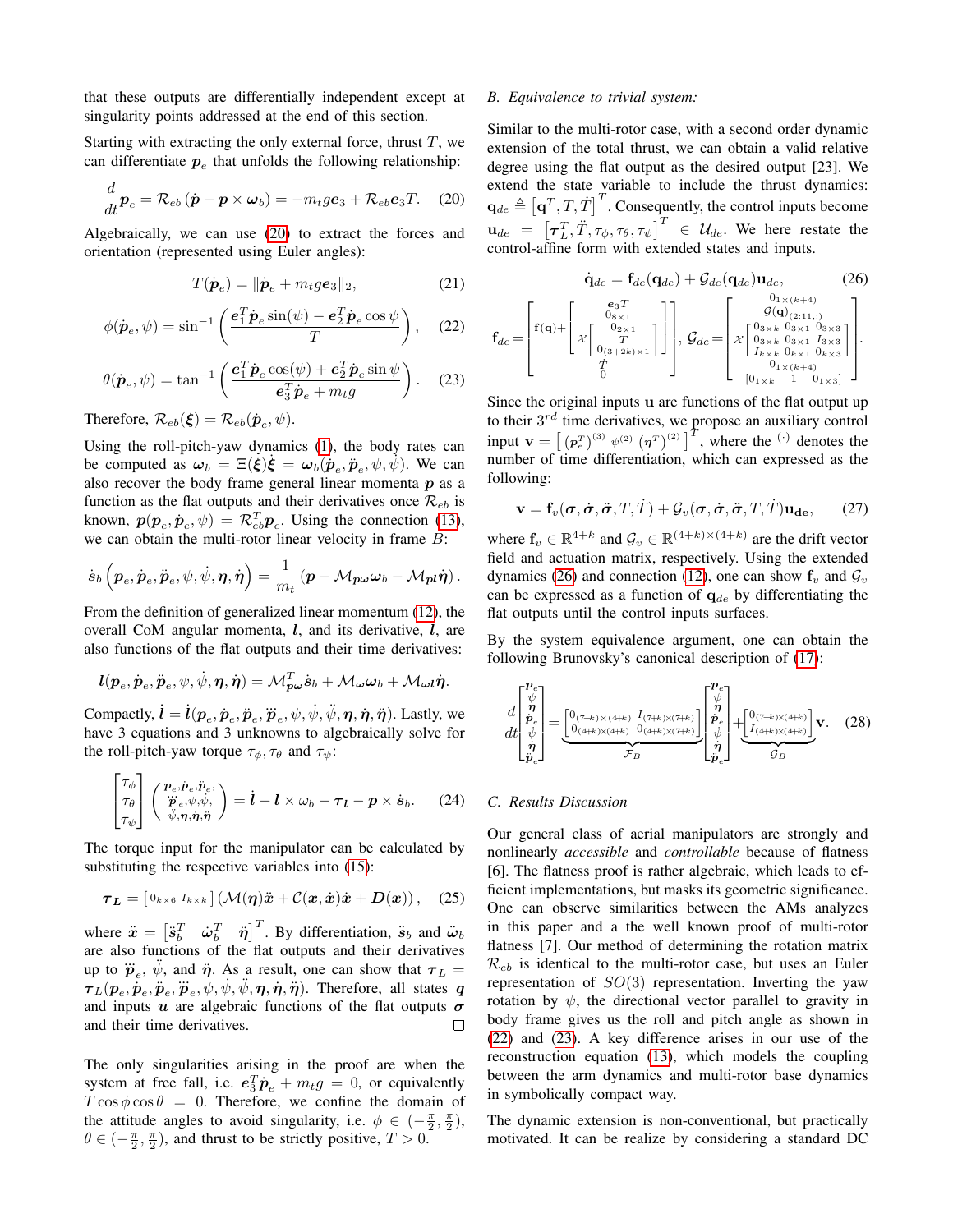that these outputs are differentially independent except at singularity points addressed at the end of this section.

Starting with extracting the only external force, thrust $T$, we can differentiate $\boldsymbol{p}_e$ that unfolds the following relationship:

$$\frac{d}{dt}\boldsymbol{p}_e = \mathcal{R}_{eb}\left(\dot{\boldsymbol{p}} - \boldsymbol{p}\times\boldsymbol{\omega}_b\right) = -m_t g \boldsymbol{e}_3 + \mathcal{R}_{eb}\boldsymbol{e}_3 T. \quad (20)$$

Algebraically, we can use (20) to extract the forces and orientation (represented using Euler angles):

$$T(\dot{\boldsymbol{p}}_e) = \|\dot{\boldsymbol{p}}_e + m_t g \boldsymbol{e}_3\|_2, \quad (21)$$

$$\phi(\dot{\boldsymbol{p}}_e, \psi) = \sin^{-1}\left(\frac{\boldsymbol{e}_1^T\dot{\boldsymbol{p}}_e\sin(\psi) - \boldsymbol{e}_2^T\dot{\boldsymbol{p}}_e\cos\psi}{T}\right), \quad (22)$$

$$\theta(\dot{\boldsymbol{p}}_e, \psi) = \tan^{-1}\left(\frac{\boldsymbol{e}_1^T\dot{\boldsymbol{p}}_e\cos(\psi) + \boldsymbol{e}_2^T\dot{\boldsymbol{p}}_e\sin\psi}{\boldsymbol{e}_3^T\dot{\boldsymbol{p}}_e + m_t g}\right). \quad (23)$$

Therefore, $\mathcal{R}_{eb}(\boldsymbol{\xi}) = \mathcal{R}_{eb}(\dot{\boldsymbol{p}}_e, \psi)$.

Using the roll-pitch-yaw dynamics (1), the body rates can be computed as $\boldsymbol{\omega}_b = \Xi(\boldsymbol{\xi})\dot{\boldsymbol{\xi}} = \boldsymbol{\omega}_b(\dot{\boldsymbol{p}}_e, \ddot{\boldsymbol{p}}_e, \psi, \dot{\psi})$. We can also recover the body frame general linear momenta $\boldsymbol{p}$ as a function as the flat outputs and their derivatives once $\mathcal{R}_{eb}$ is known, $\boldsymbol{p}(\boldsymbol{p}_e, \dot{\boldsymbol{p}}_e, \psi) = \mathcal{R}_{eb}^T\boldsymbol{p}_e$. Using the connection (13), we can obtain the multi-rotor linear velocity in frame $B$:

$$\dot{\boldsymbol{s}}_b\left(\boldsymbol{p}_e, \dot{\boldsymbol{p}}_e, \ddot{\boldsymbol{p}}_e, \psi, \dot{\psi}, \boldsymbol{\eta}, \dot{\boldsymbol{\eta}}\right) = \frac{1}{m_t}\left(\boldsymbol{p} - \mathcal{M}_{\boldsymbol{p\omega}}\boldsymbol{\omega}_b - \mathcal{M}_{\boldsymbol{pl}}\dot{\boldsymbol{\eta}}\right).$$

From the definition of generalized linear momentum (12), the overall CoM angular momenta, $\boldsymbol{l}$, and its derivative, $\dot{\boldsymbol{l}}$, are also functions of the flat outputs and their time derivatives:

$$\boldsymbol{l}(\boldsymbol{p}_e, \dot{\boldsymbol{p}}_e, \ddot{\boldsymbol{p}}_e, \psi, \dot{\psi}, \boldsymbol{\eta}, \dot{\boldsymbol{\eta}}) = \mathcal{M}_{\boldsymbol{p\omega}}^T\dot{\boldsymbol{s}}_b + \mathcal{M}_{\boldsymbol{\omega}}\boldsymbol{\omega}_b + \mathcal{M}_{\boldsymbol{\omega l}}\dot{\boldsymbol{\eta}}.$$

Compactly, $\dot{\boldsymbol{l}} = \dot{\boldsymbol{l}}(\boldsymbol{p}_e, \dot{\boldsymbol{p}}_e, \ddot{\boldsymbol{p}}_e, \dddot{\boldsymbol{p}}_e, \psi, \dot{\psi}, \ddot{\psi}, \boldsymbol{\eta}, \dot{\boldsymbol{\eta}}, \ddot{\boldsymbol{\eta}})$. Lastly, we have 3 equations and 3 unknowns to algebraically solve for the roll-pitch-yaw torque $\tau_\phi, \tau_\theta$ and $\tau_\psi$:

$$\begin{bmatrix}\tau_\phi\\ \tau_\theta\\ \tau_\psi\end{bmatrix}\left(\begin{smallmatrix}\boldsymbol{p}_e, \dot{\boldsymbol{p}}_e, \ddot{\boldsymbol{p}}_e,\\ \dddot{\boldsymbol{p}}_e, \psi, \dot{\psi},\\ \ddot{\psi}, \boldsymbol{\eta}, \dot{\boldsymbol{\eta}}, \ddot{\boldsymbol{\eta}}\end{smallmatrix}\right) = \dot{\boldsymbol{l}} - \boldsymbol{l}\times\omega_b - \boldsymbol{\tau_l} - \boldsymbol{p}\times\dot{\boldsymbol{s}}_b. \quad (24)$$

The torque input for the manipulator can be calculated by substituting the respective variables into (15):

$$\boldsymbol{\tau_L} = \left[\,0_{k\times 6}\;\; I_{k\times k}\,\right]\left(\mathcal{M}(\boldsymbol{\eta})\ddot{\boldsymbol{x}} + \mathcal{C}(\boldsymbol{x}, \dot{\boldsymbol{x}})\dot{\boldsymbol{x}} + \boldsymbol{D}(\boldsymbol{x})\right), \quad (25)$$

where $\ddot{\boldsymbol{x}} = \begin{bmatrix}\ddot{\boldsymbol{s}}_b^T & \dot{\boldsymbol{\omega}}_b^T & \ddot{\boldsymbol{\eta}}\end{bmatrix}^T$. By differentiation, $\ddot{\boldsymbol{s}}_b$ and $\dot{\boldsymbol{\omega}}_b$ are also functions of the flat outputs and their derivatives up to $\dddot{\boldsymbol{p}}_e$, $\ddot{\psi}$, and $\ddot{\boldsymbol{\eta}}$. As a result, one can show that $\boldsymbol{\tau}_L = \boldsymbol{\tau}_L(\boldsymbol{p}_e, \dot{\boldsymbol{p}}_e, \ddot{\boldsymbol{p}}_e, \dddot{\boldsymbol{p}}_e, \psi, \dot{\psi}, \ddot{\psi}, \boldsymbol{\eta}, \dot{\boldsymbol{\eta}}, \ddot{\boldsymbol{\eta}})$. Therefore, all states $\boldsymbol{q}$ and inputs $\boldsymbol{u}$ are algebraic functions of the flat outputs $\boldsymbol{\sigma}$ and their time derivatives. □

The only singularities arising in the proof are when the system at free fall, i.e. $\boldsymbol{e}_3^T\dot{\boldsymbol{p}}_e + m_t g = 0$, or equivalently $T\cos\phi\cos\theta = 0$. Therefore, we confine the domain of the attitude angles to avoid singularity, i.e. $\phi \in (-\frac{\pi}{2}, \frac{\pi}{2})$, $\theta \in (-\frac{\pi}{2}, \frac{\pi}{2})$, and thrust to be strictly positive, $T > 0$.

### B. Equivalence to trivial system:

Similar to the multi-rotor case, with a second order dynamic extension of the total thrust, we can obtain a valid relative degree using the flat output as the desired output [23]. We extend the state variable to include the thrust dynamics: $\mathbf{q}_{de} \triangleq \left[\mathbf{q}^T, T, \dot{T}\right]^T$. Consequently, the control inputs become $\mathbf{u}_{de} = \left[\boldsymbol{\tau}_L^T, \ddot{T}, \tau_\phi, \tau_\theta, \tau_\psi\right]^T \in \mathcal{U}_{de}$. We here restate the control-affine form with extended states and inputs.

$$\dot{\mathbf{q}}_{de} = \mathbf{f}_{de}(\mathbf{q}_{de}) + \mathcal{G}_{de}(\mathbf{q}_{de})\mathbf{u}_{de}, \quad (26)$$

$$\mathbf{f}_{de} = \begin{bmatrix}\mathbf{f}(\mathbf{q}) + \begin{bmatrix}\mathcal{X}\begin{bmatrix}\boldsymbol{e}_3 T\\ 0_{8\times 1}\\ 0_{2\times 1}\\ T\\ 0_{(3+2k)\times 1}\end{bmatrix}\end{bmatrix}\\ \dot{T}\\ 0\end{bmatrix}, \quad \mathcal{G}_{de} = \begin{bmatrix}\begin{smallmatrix}0_{1\times(k+4)}\\ \mathcal{G}(\mathbf{q})_{(2:11,:)}\end{smallmatrix}\\ \mathcal{X}\begin{bmatrix}0_{3\times k} & 0_{3\times 1} & 0_{3\times 3}\\ 0_{3\times k} & 0_{3\times 1} & I_{3\times 3}\\ I_{k\times k} & 0_{k\times 1} & 0_{k\times 3}\end{bmatrix}\\ 0_{1\times(k+4)}\\ \left[0_{1\times k}\;\; 1\;\; 0_{1\times 3}\right]\end{bmatrix}.$$

Since the original inputs $\mathbf{u}$ are functions of the flat output up to their $3^{rd}$ time derivatives, we propose an auxiliary control input $\mathbf{v} = \left[\,(\boldsymbol{p}_e^T)^{(3)}\;\psi^{(2)}\;(\boldsymbol{\eta}^T)^{(2)}\,\right]^T$, where the $^{(\cdot)}$ denotes the number of time differentiation, which can expressed as the following:

$$\mathbf{v} = \mathbf{f}_v(\boldsymbol{\sigma}, \dot{\boldsymbol{\sigma}}, \ddot{\boldsymbol{\sigma}}, T, \dot{T}) + \mathcal{G}_v(\boldsymbol{\sigma}, \dot{\boldsymbol{\sigma}}, \ddot{\boldsymbol{\sigma}}, T, \dot{T})\mathbf{u}_{\mathbf{de}}, \quad (27)$$

where $\mathbf{f}_v \in \mathbb{R}^{4+k}$ and $\mathcal{G}_v \in \mathbb{R}^{(4+k)\times(4+k)}$ are the drift vector field and actuation matrix, respectively. Using the extended dynamics (26) and connection (12), one can show $\mathbf{f}_v$ and $\mathcal{G}_v$ can be expressed as a function of $\mathbf{q}_{de}$ by differentiating the flat outputs until the control inputs surfaces.

By the system equivalence argument, one can obtain the following Brunovsky's canonical description of (17):

$$\frac{d}{dt}\begin{bmatrix}\boldsymbol{p}_e\\ \psi\\ \boldsymbol{\eta}\\ \dot{\boldsymbol{p}}_e\\ \dot{\psi}\\ \dot{\boldsymbol{\eta}}\\ \ddot{\boldsymbol{p}}_e\end{bmatrix} = \underbrace{\begin{bmatrix}0_{(7+k)\times(4+k)} & I_{(7+k)\times(7+k)}\\ 0_{(4+k)\times(4+k)} & 0_{(4+k)\times(7+k)}\end{bmatrix}}_{\mathcal{F}_B}\begin{bmatrix}\boldsymbol{p}_e\\ \psi\\ \boldsymbol{\eta}\\ \dot{\boldsymbol{p}}_e\\ \dot{\psi}\\ \dot{\boldsymbol{\eta}}\\ \ddot{\boldsymbol{p}}_e\end{bmatrix} + \underbrace{\begin{bmatrix}0_{(7+k)\times(4+k)}\\ I_{(4+k)\times(4+k)}\end{bmatrix}}_{\mathcal{G}_B}\mathbf{v}. \quad (28)$$

### C. Results Discussion

Our general class of aerial manipulators are strongly and nonlinearly *accessible* and *controllable* because of flatness [6]. The flatness proof is rather algebraic, which leads to efficient implementations, but masks its geometric significance. One can observe similarities between the AMs analyzes in this paper and a the well known proof of multi-rotor flatness [7]. Our method of determining the rotation matrix $\mathcal{R}_{eb}$ is identical to the multi-rotor case, but uses an Euler representation of $SO(3)$ representation. Inverting the yaw rotation by $\psi$, the directional vector parallel to gravity in body frame gives us the roll and pitch angle as shown in (22) and (23). A key difference arises in our use of the reconstruction equation (13), which models the coupling between the arm dynamics and multi-rotor base dynamics in symbolically compact way.

The dynamic extension is non-conventional, but practically motivated. It can be realize by considering a standard DC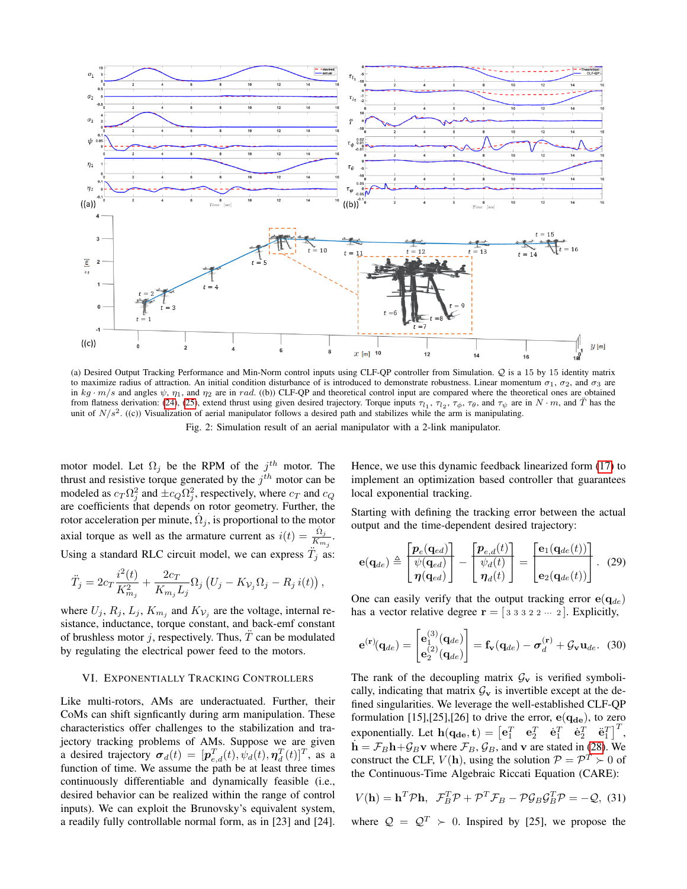(a) Desired Output Tracking Performance and Min-Norm control inputs using CLF-QP controller from Simulation. $\mathcal{Q}$ is a 15 by 15 identity matrix to maximize radius of attraction. An initial condition disturbance of is introduced to demonstrate robustness. Linear momentum $\sigma_1$, $\sigma_2$, and $\sigma_3$ are in $kg \cdot m/s$ and angles $\psi$, $\eta_1$, and $\eta_2$ are in $rad$. ((b)) CLF-QP and theoretical control input are compared where the theoretical ones are obtained from flatness derivation: (24), (25), extend thrust using given desired trajectory. Torque inputs $\tau_{l_1}$, $\tau_{l_2}$, $\tau_\phi$, $\tau_\theta$, and $\tau_\psi$ are in $N \cdot m$, and $\ddot{T}$ has the unit of $N/s^2$. ((c)) Visualization of aerial manipulator follows a desired path and stabilizes while the arm is manipulating.

Fig. 2: Simulation result of an aerial manipulator with a 2-link manipulator.

motor model. Let $\Omega_j$ be the RPM of the $j^{th}$ motor. The thrust and resistive torque generated by the $j^{th}$ motor can be modeled as $c_T\Omega_j^2$ and $\pm c_Q\Omega_j^2$, respectively, where $c_T$ and $c_Q$ are coefficients that depends on rotor geometry. Further, the rotor acceleration per minute, $\dot{\Omega}_j$, is proportional to the motor axial torque as well as the armature current as $i(t) = \frac{\dot{\Omega}_j}{K_{m_j}}$. Using a standard RLC circuit model, we can express $\ddot{T}_j$ as:

$$\ddot{T}_j = 2c_T\frac{i^2(t)}{K_{m_j}^2} + \frac{2c_T}{K_{m_j}L_j}\Omega_j\left(U_j - K_{\mathcal{V}_j}\Omega_j - R_j\,i(t)\right),$$

where $U_j$, $R_j$, $L_j$, $K_{m_j}$ and $K_{\mathcal{V}_j}$ are the voltage, internal resistance, inductance, torque constant, and back-emf constant of brushless motor $j$, respectively. Thus, $\ddot{T}$ can be modulated by regulating the electrical power feed to the motors.

## VI. Exponentially Tracking Controllers

Like multi-rotors, AMs are underactuated. Further, their CoMs can shift signficantly during arm manipulation. These characteristics offer challenges to the stabilization and trajectory tracking problems of AMs. Suppose we are given a desired trajectory $\boldsymbol{\sigma}_d(t) = [\boldsymbol{p}_{e,d}^T(t), \psi_d(t), \boldsymbol{\eta}_d^T(t)]^T$, as a function of time. We assume the path be at least three times continuously differentiable and dynamically feasible (i.e., desired behavior can be realized within the range of control inputs). We can exploit the Brunovsky's equivalent system, a readily fully controllable normal form, as in [23] and [24]. Hence, we use this dynamic feedback linearized form (17) to implement an optimization based controller that guarantees local exponential tracking.

Starting with defining the tracking error between the actual output and the time-dependent desired trajectory:

$$\mathbf{e}(\mathbf{q}_{de}) \triangleq \begin{bmatrix}\boldsymbol{p}_e(\mathbf{q}_{ed})\\ \psi(\mathbf{q}_{ed})\\ \boldsymbol{\eta}(\mathbf{q}_{ed})\end{bmatrix} - \begin{bmatrix}\boldsymbol{p}_{e,d}(t)\\ \psi_d(t)\\ \boldsymbol{\eta}_d(t)\end{bmatrix} = \begin{bmatrix}\mathbf{e}_1(\mathbf{q}_{de}(t))\\ \\ \mathbf{e}_2(\mathbf{q}_{de}(t))\end{bmatrix}. \quad (29)$$

One can easily verify that the output tracking error $\mathbf{e}(\mathbf{q}_{de})$ has a vector relative degree $\mathbf{r} = [3\ 3\ 3\ 2\ 2\ \cdots\ 2]$. Explicitly,

$$\mathbf{e}^{(\mathbf{r})}(\mathbf{q}_{de}) = \begin{bmatrix}\mathbf{e}_1^{(3)}(\mathbf{q}_{de})\\ \mathbf{e}_2^{(2)}(\mathbf{q}_{de})\end{bmatrix} = \mathbf{f}_{\mathbf{v}}(\mathbf{q}_{de}) - \boldsymbol{\sigma}_d^{(\mathbf{r})} + \mathcal{G}_{\mathbf{v}}\mathbf{u}_{de}. \quad (30)$$

The rank of the decoupling matrix $\mathcal{G}_{\mathbf{v}}$ is verified symbolically, indicating that matrix $\mathcal{G}_{\mathbf{v}}$ is invertible except at the defined singularities. We leverage the well-established CLF-QP formulation [15],[25],[26] to drive the error, $\mathbf{e}(\mathbf{q_{de}})$, to zero exponentially. Let $\mathbf{h}(\mathbf{q_{de}}, \mathbf{t}) = \begin{bmatrix}\mathbf{e}_1^T & \mathbf{e}_2^T & \dot{\mathbf{e}}_1^T & \dot{\mathbf{e}}_2^T & \ddot{\mathbf{e}}_1^T\end{bmatrix}^T$, $\dot{\mathbf{h}} = \mathcal{F}_B\mathbf{h} + \mathcal{G}_B\mathbf{v}$ where $\mathcal{F}_B$, $\mathcal{G}_B$, and $\mathbf{v}$ are stated in (28). We construct the CLF, $V(\mathbf{h})$, using the solution $\mathcal{P} = \mathcal{P}^T \succ 0$ of the Continuous-Time Algebraic Riccati Equation (CARE):

$$V(\mathbf{h}) = \mathbf{h}^T\mathcal{P}\mathbf{h}, \;\; \mathcal{F}_B^T\mathcal{P} + \mathcal{P}^T\mathcal{F}_B - \mathcal{P}\mathcal{G}_B\mathcal{G}_B^T\mathcal{P} = -\mathcal{Q}, \; (31)$$

where $\mathcal{Q} = \mathcal{Q}^T \succ 0$. Inspired by [25], we propose the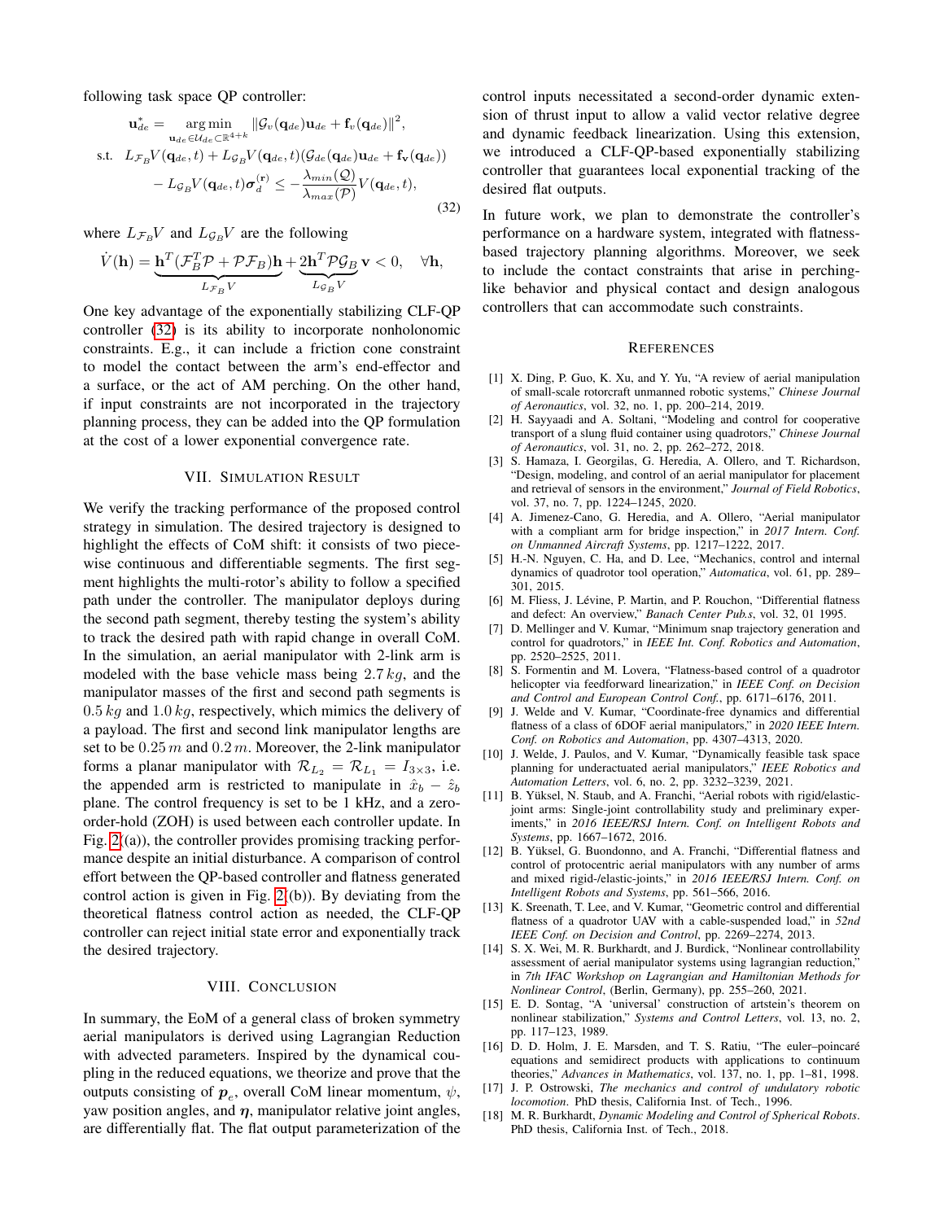following task space QP controller:

$$
\begin{aligned}
\mathbf{u}_{de}^{*} = & \underset{\mathbf{u}_{de} \in \mathcal{U}_{de} \subset \mathbb{R}^{4+k}}{\arg\min} \|\mathcal{G}_v(\mathbf{q}_{de})\mathbf{u}_{de} + \mathbf{f}_v(\mathbf{q}_{de})\|^2, \\
\text{s.t.} \quad & L_{\mathcal{F}_B} V(\mathbf{q}_{de}, t) + L_{\mathcal{G}_B} V(\mathbf{q}_{de}, t)(\mathcal{G}_{de}(\mathbf{q}_{de})\mathbf{u}_{de} + \mathbf{f}_{\mathbf{v}}(\mathbf{q}_{de})) \\
& - L_{\mathcal{G}_B} V(\mathbf{q}_{de}, t)\boldsymbol{\sigma}_d^{(\mathbf{r})} \leq -\frac{\lambda_{min}(\mathcal{Q})}{\lambda_{max}(\mathcal{P})} V(\mathbf{q}_{de}, t),
\end{aligned}
\tag{32}
$$

where $L_{\mathcal{F}_B} V$ and $L_{\mathcal{G}_B} V$ are the following

$$
\dot{V}(\mathbf{h}) = \underbrace{\mathbf{h}^T(\mathcal{F}_B^T \mathcal{P} + \mathcal{P}\mathcal{F}_B)\mathbf{h}}_{L_{\mathcal{F}_B} V} + \underbrace{2\mathbf{h}^T \mathcal{P}\mathcal{G}_B}_{L_{\mathcal{G}_B} V} \mathbf{v} < 0, \quad \forall \mathbf{h},
$$

One key advantage of the exponentially stabilizing CLF-QP controller (32) is its ability to incorporate nonholonomic constraints. E.g., it can include a friction cone constraint to model the contact between the arm's end-effector and a surface, or the act of AM perching. On the other hand, if input constraints are not incorporated in the trajectory planning process, they can be added into the QP formulation at the cost of a lower exponential convergence rate.

## VII. Simulation Result

We verify the tracking performance of the proposed control strategy in simulation. The desired trajectory is designed to highlight the effects of CoM shift: it consists of two piece-wise continuous and differentiable segments. The first segment highlights the multi-rotor's ability to follow a specified path under the controller. The manipulator deploys during the second path segment, thereby testing the system's ability to track the desired path with rapid change in overall CoM. In the simulation, an aerial manipulator with 2-link arm is modeled with the base vehicle mass being $2.7\,kg$, and the manipulator masses of the first and second path segments is $0.5\,kg$ and $1.0\,kg$, respectively, which mimics the delivery of a payload. The first and second link manipulator lengths are set to be $0.25\,m$ and $0.2\,m$. Moreover, the 2-link manipulator forms a planar manipulator with $\mathcal{R}_{L_2} = \mathcal{R}_{L_1} = I_{3\times 3}$, i.e. the appended arm is restricted to manipulate in $\hat{x}_b - \hat{z}_b$ plane. The control frequency is set to be 1 kHz, and a zero-order-hold (ZOH) is used between each controller update. In Fig. 2(a)), the controller provides promising tracking performance despite an initial disturbance. A comparison of control effort between the QP-based controller and flatness generated control action is given in Fig. 2(b)). By deviating from the theoretical flatness control action as needed, the CLF-QP controller can reject initial state error and exponentially track the desired trajectory.

## VIII. Conclusion

In summary, the EoM of a general class of broken symmetry aerial manipulators is derived using Lagrangian Reduction with advected parameters. Inspired by the dynamical coupling in the reduced equations, we theorize and prove that the outputs consisting of $\boldsymbol{p}_e$, overall CoM linear momentum, $\psi$, yaw position angles, and $\boldsymbol{\eta}$, manipulator relative joint angles, are differentially flat. The flat output parameterization of the control inputs necessitated a second-order dynamic extension of thrust input to allow a valid vector relative degree and dynamic feedback linearization. Using this extension, we introduced a CLF-QP-based exponentially stabilizing controller that guarantees local exponential tracking of the desired flat outputs.

In future work, we plan to demonstrate the controller's performance on a hardware system, integrated with flatness-based trajectory planning algorithms. Moreover, we seek to include the contact constraints that arise in perching-like behavior and physical contact and design analogous controllers that can accommodate such constraints.

## References

[1] X. Ding, P. Guo, K. Xu, and Y. Yu, "A review of aerial manipulation of small-scale rotorcraft unmanned robotic systems," *Chinese Journal of Aeronautics*, vol. 32, no. 1, pp. 200–214, 2019.

[2] H. Sayyaadi and A. Soltani, "Modeling and control for cooperative transport of a slung fluid container using quadrotors," *Chinese Journal of Aeronautics*, vol. 31, no. 2, pp. 262–272, 2018.

[3] S. Hamaza, I. Georgilas, G. Heredia, A. Ollero, and T. Richardson, "Design, modeling, and control of an aerial manipulator for placement and retrieval of sensors in the environment," *Journal of Field Robotics*, vol. 37, no. 7, pp. 1224–1245, 2020.

[4] A. Jimenez-Cano, G. Heredia, and A. Ollero, "Aerial manipulator with a compliant arm for bridge inspection," in *2017 Intern. Conf. on Unmanned Aircraft Systems*, pp. 1217–1222, 2017.

[5] H.-N. Nguyen, C. Ha, and D. Lee, "Mechanics, control and internal dynamics of quadrotor tool operation," *Automatica*, vol. 61, pp. 289–301, 2015.

[6] M. Fliess, J. Lévine, P. Martin, and P. Rouchon, "Differential flatness and defect: An overview," *Banach Center Pub.s*, vol. 32, 01 1995.

[7] D. Mellinger and V. Kumar, "Minimum snap trajectory generation and control for quadrotors," in *IEEE Int. Conf. Robotics and Automation*, pp. 2520–2525, 2011.

[8] S. Formentin and M. Lovera, "Flatness-based control of a quadrotor helicopter via feedforward linearization," in *IEEE Conf. on Decision and Control and European Control Conf.*, pp. 6171–6176, 2011.

[9] J. Welde and V. Kumar, "Coordinate-free dynamics and differential flatness of a class of 6DOF aerial manipulators," in *2020 IEEE Intern. Conf. on Robotics and Automation*, pp. 4307–4313, 2020.

[10] J. Welde, J. Paulos, and V. Kumar, "Dynamically feasible task space planning for underactuated aerial manipulators," *IEEE Robotics and Automation Letters*, vol. 6, no. 2, pp. 3232–3239, 2021.

[11] B. Yüksel, N. Staub, and A. Franchi, "Aerial robots with rigid/elastic-joint arms: Single-joint controllability study and preliminary experiments," in *2016 IEEE/RSJ Intern. Conf. on Intelligent Robots and Systems*, pp. 1667–1672, 2016.

[12] B. Yüksel, G. Buondonno, and A. Franchi, "Differential flatness and control of protocentric aerial manipulators with any number of arms and mixed rigid-/elastic-joints," in *2016 IEEE/RSJ Intern. Conf. on Intelligent Robots and Systems*, pp. 561–566, 2016.

[13] K. Sreenath, T. Lee, and V. Kumar, "Geometric control and differential flatness of a quadrotor UAV with a cable-suspended load," in *52nd IEEE Conf. on Decision and Control*, pp. 2269–2274, 2013.

[14] S. X. Wei, M. R. Burkhardt, and J. Burdick, "Nonlinear controllability assessment of aerial manipulator systems using lagrangian reduction," in *7th IFAC Workshop on Lagrangian and Hamiltonian Methods for Nonlinear Control*, (Berlin, Germany), pp. 255–260, 2021.

[15] E. D. Sontag, "A 'universal' construction of artstein's theorem on nonlinear stabilization," *Systems and Control Letters*, vol. 13, no. 2, pp. 117–123, 1989.

[16] D. D. Holm, J. E. Marsden, and T. S. Ratiu, "The euler–poincaré equations and semidirect products with applications to continuum theories," *Advances in Mathematics*, vol. 137, no. 1, pp. 1–81, 1998.

[17] J. P. Ostrowski, *The mechanics and control of undulatory robotic locomotion*. PhD thesis, California Inst. of Tech., 1996.

[18] M. R. Burkhardt, *Dynamic Modeling and Control of Spherical Robots*. PhD thesis, California Inst. of Tech., 2018.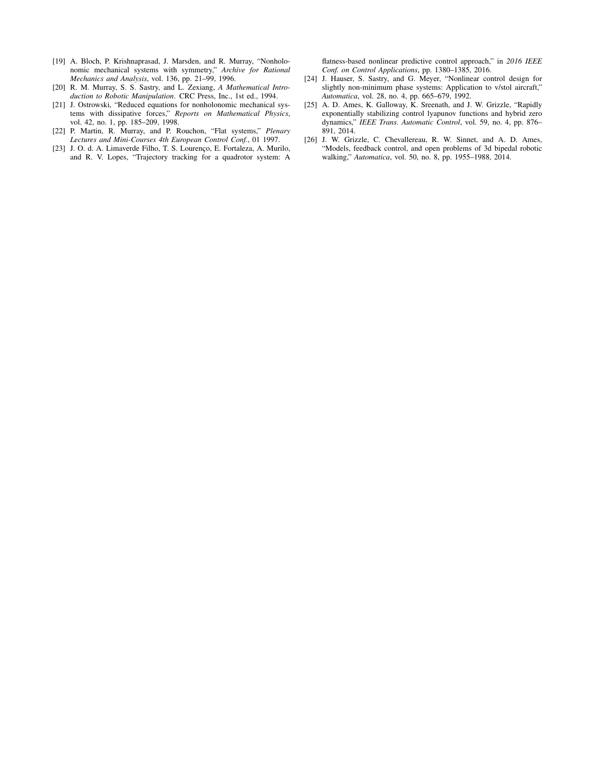[19] A. Bloch, P. Krishnaprasad, J. Marsden, and R. Murray, "Nonholonomic mechanical systems with symmetry," *Archive for Rational Mechanics and Analysis*, vol. 136, pp. 21–99, 1996.

[20] R. M. Murray, S. S. Sastry, and L. Zexiang, *A Mathematical Introduction to Robotic Manipulation*. CRC Press, Inc., 1st ed., 1994.

[21] J. Ostrowski, "Reduced equations for nonholonomic mechanical systems with dissipative forces," *Reports on Mathematical Physics*, vol. 42, no. 1, pp. 185–209, 1998.

[22] P. Martin, R. Murray, and P. Rouchon, "Flat systems," *Plenary Lectures and Mini-Courses 4th European Control Conf.*, 01 1997.

[23] J. O. d. A. Limaverde Filho, T. S. Lourenço, E. Fortaleza, A. Murilo, and R. V. Lopes, "Trajectory tracking for a quadrotor system: A flatness-based nonlinear predictive control approach," in *2016 IEEE Conf. on Control Applications*, pp. 1380–1385, 2016.

[24] J. Hauser, S. Sastry, and G. Meyer, "Nonlinear control design for slightly non-minimum phase systems: Application to v/stol aircraft," *Automatica*, vol. 28, no. 4, pp. 665–679, 1992.

[25] A. D. Ames, K. Galloway, K. Sreenath, and J. W. Grizzle, "Rapidly exponentially stabilizing control lyapunov functions and hybrid zero dynamics," *IEEE Trans. Automatic Control*, vol. 59, no. 4, pp. 876–891, 2014.

[26] J. W. Grizzle, C. Chevallereau, R. W. Sinnet, and A. D. Ames, "Models, feedback control, and open problems of 3d bipedal robotic walking," *Automatica*, vol. 50, no. 8, pp. 1955–1988, 2014.